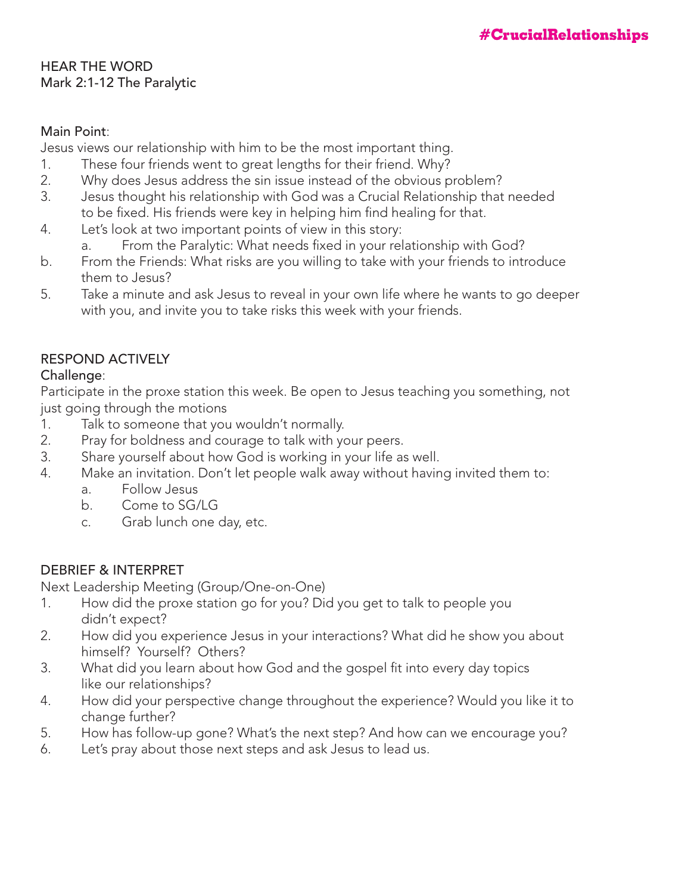**#CrucialRelationships**

## HEAR THE WORD
Mark 2:1-12 The Paralytic

Main Point:
Jesus views our relationship with him to be the most important thing.

1. These four friends went to great lengths for their friend. Why?
2. Why does Jesus address the sin issue instead of the obvious problem?
3. Jesus thought his relationship with God was a Crucial Relationship that needed to be fixed. His friends were key in helping him find healing for that.
4. Let's look at two important points of view in this story:
   a. From the Paralytic: What needs fixed in your relationship with God?

b. From the Friends: What risks are you willing to take with your friends to introduce them to Jesus?

5. Take a minute and ask Jesus to reveal in your own life where he wants to go deeper with you, and invite you to take risks this week with your friends.

## RESPOND ACTIVELY
Challenge:
Participate in the proxe station this week. Be open to Jesus teaching you something, not just going through the motions

1. Talk to someone that you wouldn't normally.
2. Pray for boldness and courage to talk with your peers.
3. Share yourself about how God is working in your life as well.
4. Make an invitation. Don't let people walk away without having invited them to:
   a. Follow Jesus
   b. Come to SG/LG
   c. Grab lunch one day, etc.

## DEBRIEF & INTERPRET
Next Leadership Meeting (Group/One-on-One)

1. How did the proxe station go for you? Did you get to talk to people you didn't expect?
2. How did you experience Jesus in your interactions? What did he show you about himself? Yourself? Others?
3. What did you learn about how God and the gospel fit into every day topics like our relationships?
4. How did your perspective change throughout the experience? Would you like it to change further?
5. How has follow-up gone? What's the next step? And how can we encourage you?
6. Let's pray about those next steps and ask Jesus to lead us.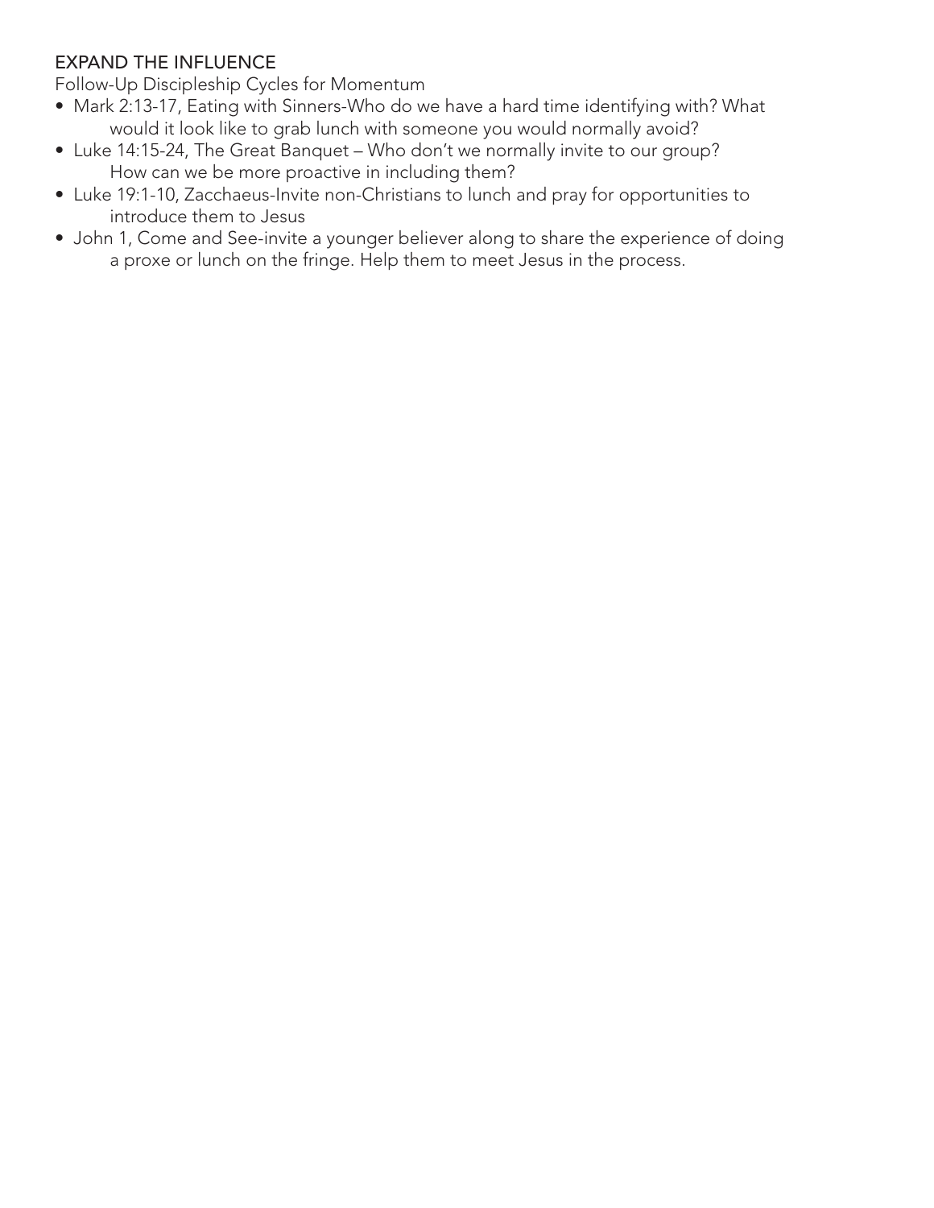## EXPAND THE INFLUENCE

Follow-Up Discipleship Cycles for Momentum

- Mark 2:13-17, Eating with Sinners-Who do we have a hard time identifying with? What would it look like to grab lunch with someone you would normally avoid?
- Luke 14:15-24, The Great Banquet – Who don't we normally invite to our group? How can we be more proactive in including them?
- Luke 19:1-10, Zacchaeus-Invite non-Christians to lunch and pray for opportunities to introduce them to Jesus
- John 1, Come and See-invite a younger believer along to share the experience of doing a proxe or lunch on the fringe. Help them to meet Jesus in the process.